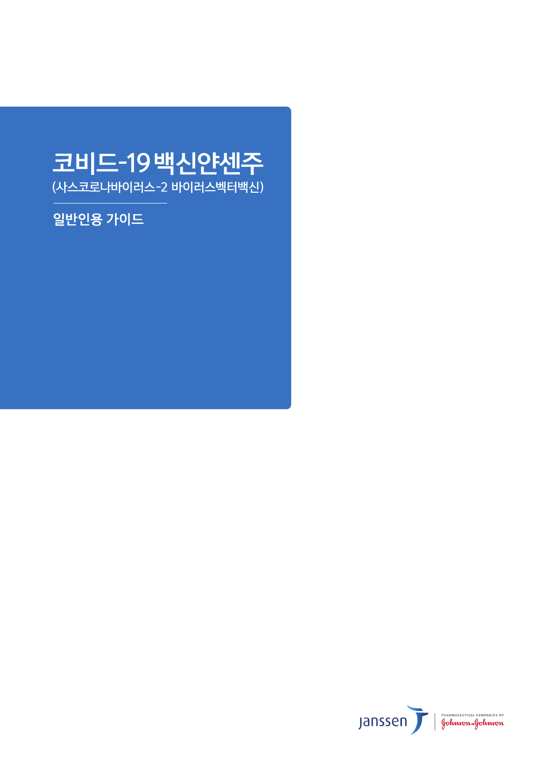# 코비드-19 백신얀센주

(사스코로나바이러스-2 바이러스벡터백신)

---

## 일반인용 가이드

janssen | PHARMACEUTICAL COMPANIES OF Johnson & Johnson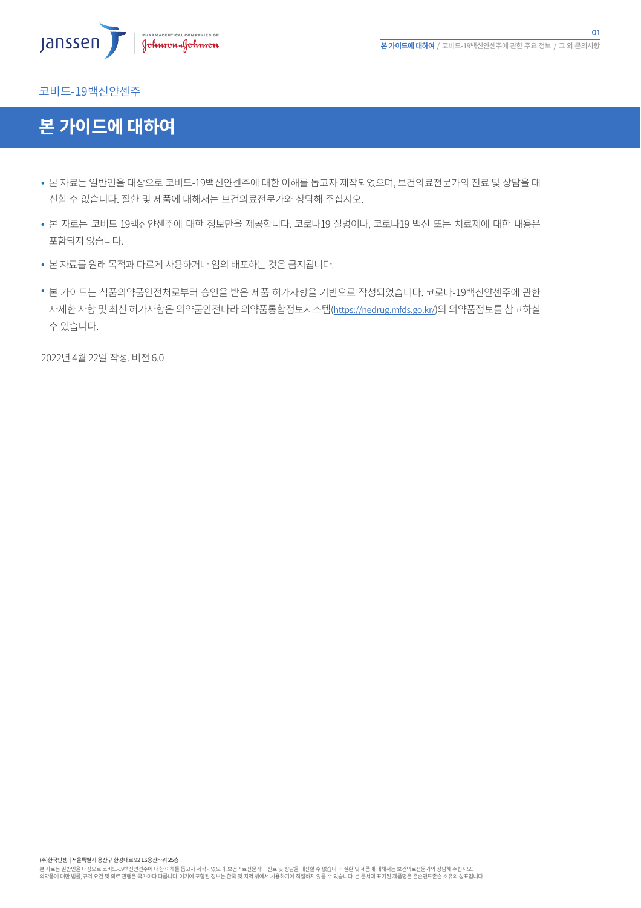코비드-19백신얀센주

# 본 가이드에 대하여

- 본 자료는 일반인을 대상으로 코비드-19백신얀센주에 대한 이해를 돕고자 제작되었으며, 보건의료전문가의 진료 및 상담을 대신할 수 없습니다. 질환 및 제품에 대해서는 보건의료전문가와 상담해 주십시오.
- 본 자료는 코비드-19백신얀센주에 대한 정보만을 제공합니다. 코로나19 질병이나, 코로나19 백신 또는 치료제에 대한 내용은 포함되지 않습니다.
- 본 자료를 원래 목적과 다르게 사용하거나 임의 배포하는 것은 금지됩니다.
- 본 가이드는 식품의약품안전처로부터 승인을 받은 제품 허가사항을 기반으로 작성되었습니다. 코로나-19백신얀센주에 관한 자세한 사항 및 최신 허가사항은 의약품안전나라 의약품통합정보시스템(https://nedrug.mfds.go.kr/)의 의약품정보를 참고하실 수 있습니다.

2022년 4월 22일 작성. 버전 6.0

(주)한국얀센 | 서울특별시 용산구 한강대로 92 LS용산타워 25층

본 자료는 일반인을 대상으로 코비드-19백신얀센주에 대한 이해를 돕고자 제작되었으며, 보건의료전문가의 진료 및 상담을 대신할 수 없습니다. 질환 및 제품에 대해서는 보건의료전문가와 상담해 주십시오.
의약품에 대한 법률, 규제 요건 및 의료 관행은 국가마다 다릅니다. 여기에 포함된 정보는 한국 및 지역 밖에서 사용하기에 적절하지 않을 수 있습니다. 본 문서에 표기된 제품명은 존슨앤드존슨 소유의 상표입니다.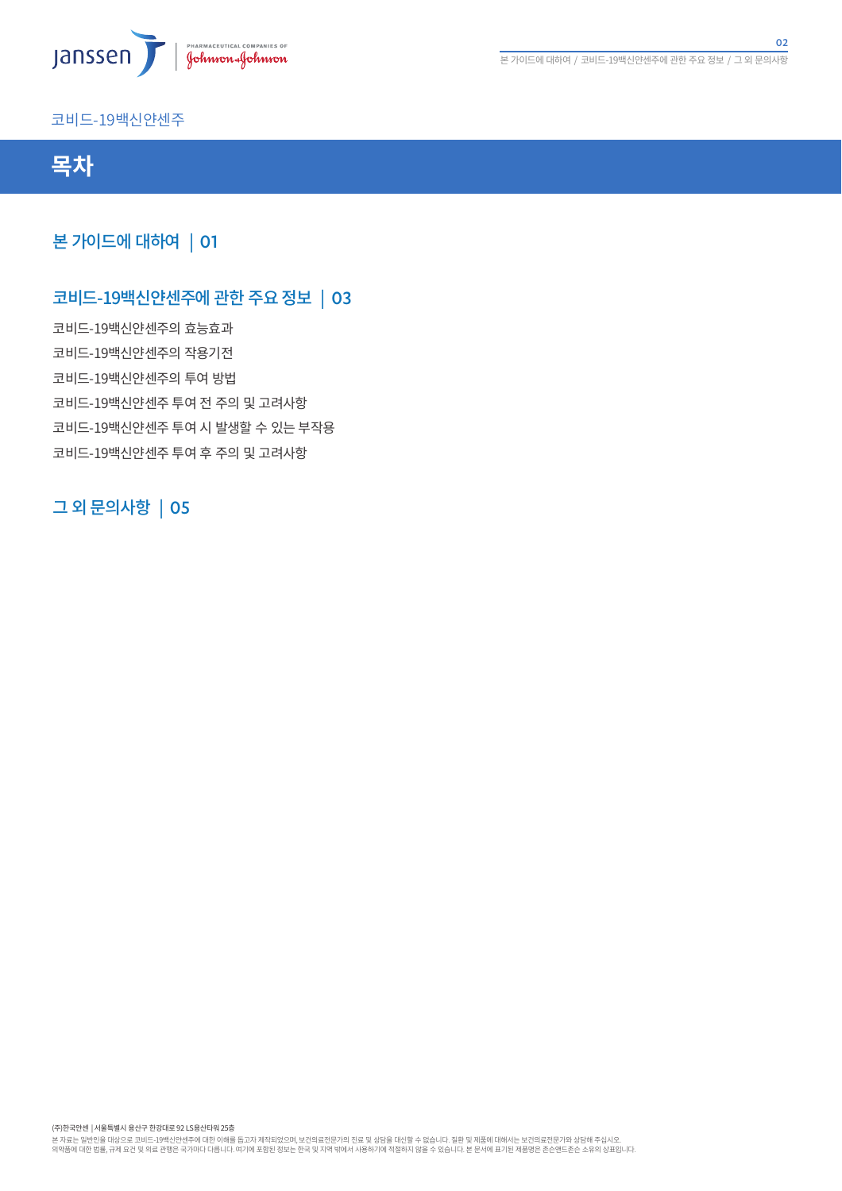코비드-19백신얀센주

# 목차

## 본 가이드에 대하여 | 01

## 코비드-19백신얀센주에 관한 주요 정보 | 03

코비드-19백신얀센주의 효능효과

코비드-19백신얀센주의 작용기전

코비드-19백신얀센주의 투여 방법

코비드-19백신얀센주 투여 전 주의 및 고려사항

코비드-19백신얀센주 투여 시 발생할 수 있는 부작용

코비드-19백신얀센주 투여 후 주의 및 고려사항

## 그 외 문의사항 | 05

(주)한국얀센 | 서울특별시 용산구 한강대로 92 LS용산타워 25층

본 자료는 일반인을 대상으로 코비드-19백신얀센주에 대한 이해를 돕고자 제작되었으며, 보건의료전문가의 진료 및 상담을 대신할 수 없습니다. 질환 및 제품에 대해서는 보건의료전문가와 상담해 주십시오.
의약품에 대한 법률, 규제 요건 및 의료 관행은 국가마다 다릅니다. 여기에 포함된 정보는 한국 및 지역 밖에서 사용하기에 적절하지 않을 수 있습니다. 본 문서에 표기된 제품명은 존슨앤드존슨 소유의 상표입니다.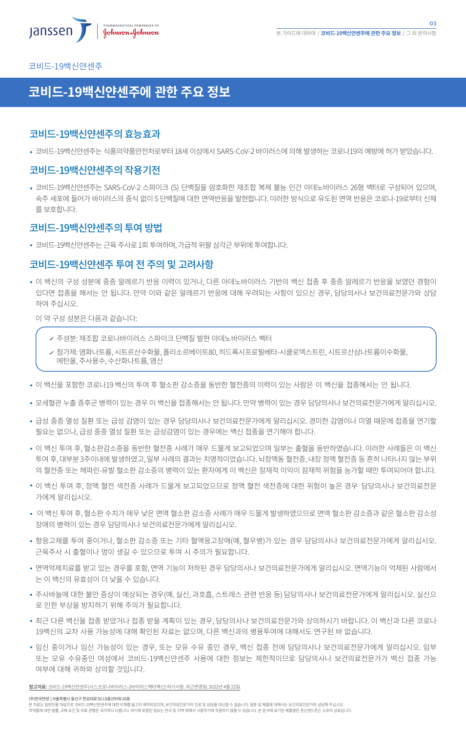코비드-19백신얀센주

# 코비드-19백신얀센주에 관한 주요 정보

## 코비드-19백신얀센주의 효능효과

- 코비드-19백신얀센주는 식품의약품안전처로부터 18세 이상에서 SARS-CoV-2 바이러스에 의해 발생하는 코로나19의 예방에 허가 받았습니다.

## 코비드-19백신얀센주의 작용기전

- 코비드-19백신얀센주는 SARS-CoV-2 스파이크 (S) 단백질을 암호화한 재조합 복제 불능 인간 아데노바이러스 26형 백터로 구성되어 있으며, 숙주 세포에 들어가 바이러스의 증식 없이 S 단백질에 대한 면역반응을 발현합니다. 이러한 방식으로 유도된 면역 반응은 코로나-19로부터 신체를 보호합니다.

## 코비드-19백신얀센주의 투여 방법

- 코비드-19백신얀센주는 근육 주사로 1회 투여하며, 가급적 위팔 삼각근 부위에 투여합니다.

## 코비드-19백신얀센주 투여 전 주의 및 고려사항

- 이 백신의 구성 성분에 중증 알레르기 반응 이력이 있거나, 다른 아데노바이러스 기반의 백신 접종 후 중증 알레르기 반응을 보였던 경험이 있다면 접종을 해서는 안 됩니다. 만약 이와 같은 알레르기 반응에 대해 우려되는 사항이 있으신 경우, 담당의사나 보건의료전문가와 상담하여 주십시오.

  이 약 구성 성분은 다음과 같습니다:

  - ✓ 주성분: 재조합 코로나바이러스 스파이크 단백질 발현 아데노바이러스 벡터
  - ✓ 첨가제: 염화나트륨, 시트르산수화물, 폴리소르베이트80, 히드록시프로필베타-시클로덱스트린, 시트르산삼나트륨이수화물, 에탄올, 주사용수, 수산화나트륨, 염산

- 이 백신을 포함한 코로나19 백신의 투여 후 혈소판 감소증을 동반한 혈전증의 이력이 있는 사람은 이 백신을 접종해서는 안 됩니다.
- 모세혈관 누출 증후군 병력이 있는 경우 이 백신을 접종해서는 안 됩니다. 만약 병력이 있는 경우 담당의사나 보건의료전문가에게 알리십시오.
- 급성 중증 열성 질환 또는 급성 감염이 있는 경우 담당의사나 보건의료전문가에게 알리십시오. 경미한 감염이나 미열 때문에 접종을 연기할 필요는 없으나, 급성 중증 열성 질환 또는 급성감염이 있는 경우에는 백신 접종을 연기해야 합니다.
- 이 백신 투여 후, 혈소판감소증을 동반한 혈전증 사례가 매우 드물게 보고되었으며 일부는 출혈을 동반하였습니다. 이러한 사례들은 이 백신 투여 후, 대부분 3주이내에 발생하였고, 일부 사례의 결과는 치명적이었습니다. 뇌정맥동 혈전증, 내장 정맥 혈전증 등 흔히 나타나지 않는 부위의 혈전증 또는 헤파린-유발 혈소판 감소증의 병력이 있는 환자에게 이 백신은 잠재적 이익이 잠재적 위험을 능가할 때만 투여되어야 합니다.
- 이 백신 투여 후, 정맥 혈전 색전증 사례가 드물게 보고되었으므로 정맥 혈전 색전증에 대한 위험이 높은 경우 담당의사나 보건의료전문가에게 알리십시오.
- 이 백신 투여 후, 혈소판 수치가 매우 낮은 면역 혈소판 감소증 사례가 매우 드물게 발생하였으므로 면역 혈소판 감소증과 같은 혈소판 감소성 장애의 병력이 있는 경우 담당의사나 보건의료전문가에게 알리십시오.
- 항응고제를 투여 중이거나, 혈소판 감소증 또는 기타 혈액응고장애(예, 혈우병)가 있는 경우 담당의사나 보건의료전문가에게 알리십시오. 근육주사 시 출혈이나 멍이 생길 수 있으므로 투여 시 주의가 필요합니다.
- 면역억제치료를 받고 있는 경우를 포함, 면역 기능이 저하된 경우 담당의사나 보건의료전문가에게 알리십시오. 면역기능이 억제된 사람에서는 이 백신의 유효성이 더 낮을 수 있습니다.
- 주사바늘에 대한 불안 증상이 예상되는 경우(예, 실신, 과호흡, 스트레스 관련 반응 등) 담당의사나 보건의료전문가에게 알리십시오. 실신으로 인한 부상을 방지하기 위해 주의가 필요합니다.
- 최근 다른 백신을 접종 받았거나 접종 받을 계획이 있는 경우, 담당의사나 보건의료전문가와 상의하시기 바랍니다. 이 백신과 다른 코로나19 백신의 교차 사용 가능성에 대해 확인된 자료는 없으며, 다른 백신과의 병용투여에 대해서도 연구된 바 없습니다.
- 임신 중이거나 임신 가능성이 있는 경우, 또는 모유 수유 중인 경우, 백신 접종 전에 담당의사나 보건의료전문가에게 알리십시오. 임부 또는 모유 수유중인 여성에서 코비드-19백신얀센주 사용에 대한 정보는 제한적이므로 담당의사나 보건의료전문가가 백신 접종 가능 여부에 대해 귀하와 상의할 것입니다.

**참고자료:** 코비드-19백신얀센주(사스코로나바이러스-2바이러스벡터백신) 허가사항. 최근변경일: 2022년 4월 22일.

(주)한국얀센 | 서울특별시 용산구 한강대로 92 LS용산타워 25층
본 자료는 일반인을 대상으로 코비드-19백신얀센주에 대한 이해를 돕고자 제작되었으며, 보건의료전문가의 진료 및 상담을 대신할 수 없습니다. 질환 및 제품에 대해서는 보건의료전문가와 상담해 주십시오.
의약품에 대한 법률, 규제 요건 및 의료 관행은 국가마다 다릅니다. 여기에 포함된 정보는 한국 및 지역 밖에서 사용하기에 적절하지 않을 수 있습니다. 본 문서에 표기된 제품명은 존슨앤드존슨 소유의 상표입니다.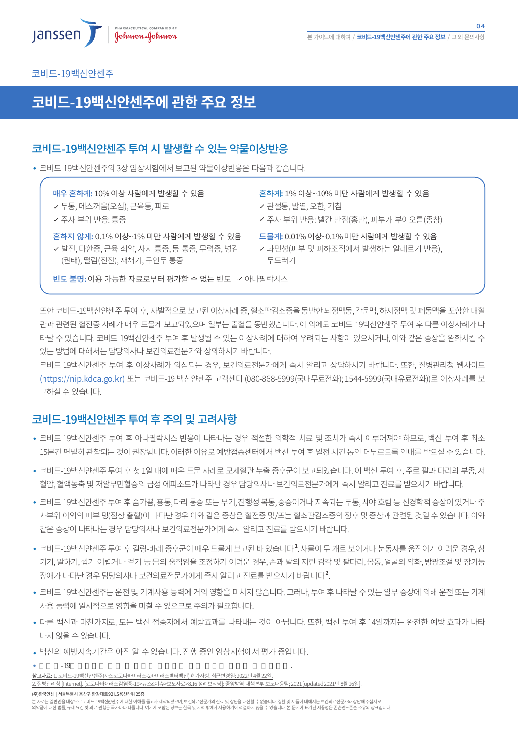코비드-19백신얀센주

# 코비드-19백신얀센주에 관한 주요 정보

## 코비드-19백신얀센주 투여 시 발생할 수 있는 약물이상반응

- 코비드-19백신얀센주의 3상 임상시험에서 보고된 약물이상반응은 다음과 같습니다.

**매우 흔하게:** 10% 이상 사람에게 발생할 수 있음
- ✓ 두통, 메스꺼움(오심), 근육통, 피로
- ✓ 주사 부위 반응: 통증

**흔하게:** 1% 이상~10% 미만 사람에게 발생할 수 있음
- ✓ 관절통, 발열, 오한, 기침
- ✓ 주사 부위 반응: 빨간 반점(홍반), 피부가 부어오름(종창)

**흔하지 않게:** 0.1% 이상~1% 미만 사람에게 발생할 수 있음
- ✓ 발진, 다한증, 근육 쇠약, 사지 통증, 등 통증, 무력증, 병감(권태), 떨림(진전), 재채기, 구인두 통증

**드물게:** 0.01% 이상~0.1% 미만 사람에게 발생할 수 있음
- ✓ 과민성(피부 및 피하조직에서 발생하는 알레르기 반응), 두드러기

**빈도 불명:** 이용 가능한 자료로부터 평가할 수 없는 빈도 ✓ 아나필락시스

또한 코비드-19백신얀센주 투여 후, 자발적으로 보고된 이상사례 중, 혈소판감소증을 동반한 뇌정맥동, 간문맥, 하지정맥 및 폐동맥을 포함한 대혈관과 관련된 혈전증 사례가 매우 드물게 보고되었으며 일부는 출혈을 동반했습니다. 이 외에도 코비드-19백신얀센주 투여 후 다른 이상사례가 나타날 수 있습니다. 코비드-19백신얀센주 투여 후 발생될 수 있는 이상사례에 대하여 우려되는 사항이 있으시거나, 이와 같은 증상을 완화시킬 수 있는 방법에 대해서는 담당의사나 보건의료전문가와 상의하시기 바랍니다.

코비드-19백신얀센주 투여 후 이상사례가 의심되는 경우, 보건의료전문가에게 즉시 알리고 상담하시기 바랍니다. 또한, 질병관리청 웹사이트 (https://nip.kdca.go.kr) 또는 코비드-19 백신얀센주 고객센터 (080-868-5999(국내무료전화); 1544-5999(국내유료전화))로 이상사례를 보고하실 수 있습니다.

## 코비드-19백신얀센주 투여 후 주의 및 고려사항

- 코비드-19백신얀센주 투여 후 아나필락시스 반응이 나타나는 경우 적절한 의학적 치료 및 조치가 즉시 이루어져야 하므로, 백신 투여 후 최소 15분간 면밀히 관찰되는 것이 권장됩니다. 이러한 이유로 예방접종센터에서 백신 투여 후 일정 시간 동안 머무르도록 안내를 받으실 수 있습니다.
- 코비드-19백신얀센주 투여 후 첫 1일 내에 매우 드문 사례로 모세혈관 누출 증후군이 보고되었습니다. 이 백신 투여 후, 주로 팔과 다리의 부종, 저혈압, 혈액농축 및 저알부민혈증의 급성 에피소드가 나타난 경우 담당의사나 보건의료전문가에게 즉시 알리고 진료를 받으시기 바랍니다.
- 코비드-19백신얀센주 투여 후 숨가쁨, 흉통, 다리 통증 또는 부기, 진행성 복통, 중증이거나 지속되는 두통, 시야 흐림 등 신경학적 증상이 있거나 주사부위 이외의 피부 멍(점상 출혈)이 나타난 경우 이와 같은 증상은 혈전증 및/또는 혈소판감소증의 징후 및 증상과 관련된 것일 수 있습니다. 이와 같은 증상이 나타나는 경우 담당의사나 보건의료전문가에게 즉시 알리고 진료를 받으시기 바랍니다.
- 코비드-19백신얀센주 투여 후 길랑-바레 증후군이 매우 드물게 보고된 바 있습니다[1]. 사물이 두 개로 보이거나 눈동자를 움직이기 어려운 경우, 삼키기, 말하기, 씹기 어렵거나 걷기 등 몸의 움직임을 조정하기 어려운 경우, 손과 발의 저린 감각 및 팔다리, 몸통, 얼굴의 약화, 방광조절 및 장기능 장애가 나타난 경우 담당의사나 보건의료전문가에게 즉시 알리고 진료를 받으시기 바랍니다[2].
- 코비드-19백신얀센주는 운전 및 기계사용 능력에 거의 영향을 미치지 않습니다. 그러나, 투여 후 나타날 수 있는 일부 증상에 의해 운전 또는 기계 사용 능력에 일시적으로 영향을 미칠 수 있으므로 주의가 필요합니다.
- 다른 백신과 마찬가지로, 모든 백신 접종자에서 예방효과를 나타내는 것이 아닙니다. 또한, 백신 투여 후 14일까지는 완전한 예방 효과가 나타나지 않을 수 있습니다.
- 백신의 예방지속기간은 아직 알 수 없습니다. 진행 중인 임상시험에서 평가 중입니다.
- 코비드-19□□□□□ □□ □ □□□ □□□□□ □□ □□□ □□□□ □ □□□□.

**참고자료:** 1. 코비드-19백신얀센주(사스코로나바이러스-2바이러스벡터백신) 허가사항. 최근변경일: 2022년 4월 22일.
2. 질병관리청 [Internet]. [코로나바이러스감염증-19>뉴스&이슈>보도자료>8.16 정례브리핑: 중앙방역 대책본부 보도대응팀; 2021 [updated 2021년 8월 16일].

(주)한국얀센 | 서울특별시 용산구 한강대로 92 LS용산타워 25층

본 자료는 일반인을 대상으로 코비드-19백신얀센주에 대한 이해를 돕고자 제작되었으며, 보건의료전문가의 진료 및 상담을 대신할 수 없습니다. 질환 및 제품에 대해서는 보건의료전문가와 상담해 주십시오.
의약품에 대한 법률, 규제 요건 및 의료 관행은 국가마다 다릅니다. 여기에 포함된 정보는 한국 및 지역 밖에서 사용하기에 적절하지 않을 수 있습니다. 본 문서에 표기된 제품명은 존슨앤드존슨 소유의 상표입니다.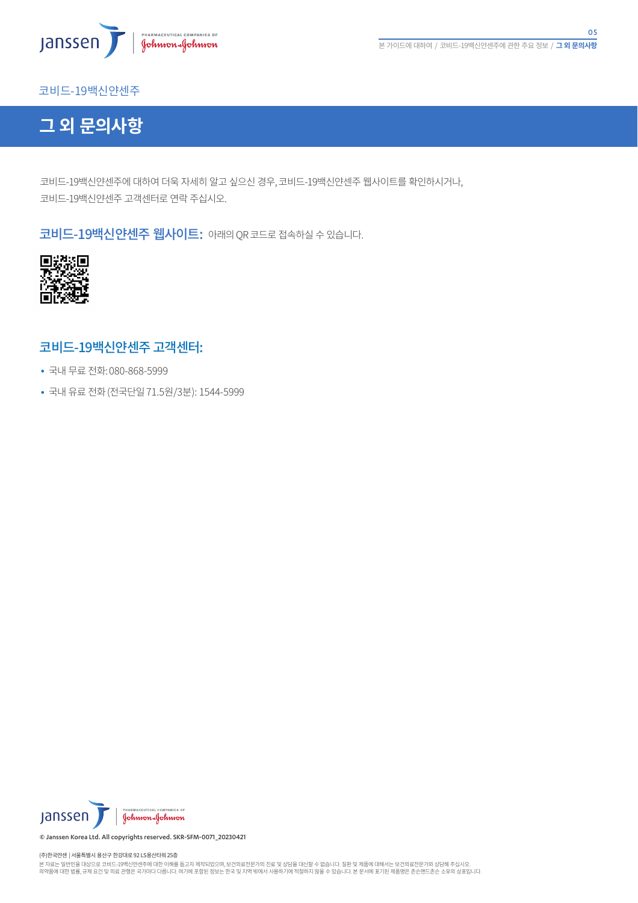코비드-19백신얀센주

# 그 외 문의사항

코비드-19백신얀센주에 대하여 더욱 자세히 알고 싶으신 경우, 코비드-19백신얀센주 웹사이트를 확인하시거나, 코비드-19백신얀센주 고객센터로 연락 주십시오.

**코비드-19백신얀센주 웹사이트:** 아래의 QR 코드로 접속하실 수 있습니다.

**코비드-19백신얀센주 고객센터:**

- 국내 무료 전화: 080-868-5999
- 국내 유료 전화 (전국단일 71.5원/3분): 1544-5999

© Janssen Korea Ltd. All copyrights reserved. SKR-SFM-0071_20230421

(주)한국얀센 | 서울특별시 용산구 한강대로 92 LS용산타워 25층

본 자료는 일반인을 대상으로 코비드-19백신얀센주에 대한 이해를 돕고자 제작되었으며, 보건의료전문가의 진료 및 상담을 대신할 수 없습니다. 질환 및 제품에 대해서는 보건의료전문가와 상담해 주십시오.
의약품에 대한 법률, 규제 요건 및 의료 관행은 국가마다 다릅니다. 여기에 포함된 정보는 한국 및 지역 밖에서 사용하기에 적절하지 않을 수 있습니다. 본 문서에 표기된 제품명은 존슨앤드존슨 소유의 상표입니다.